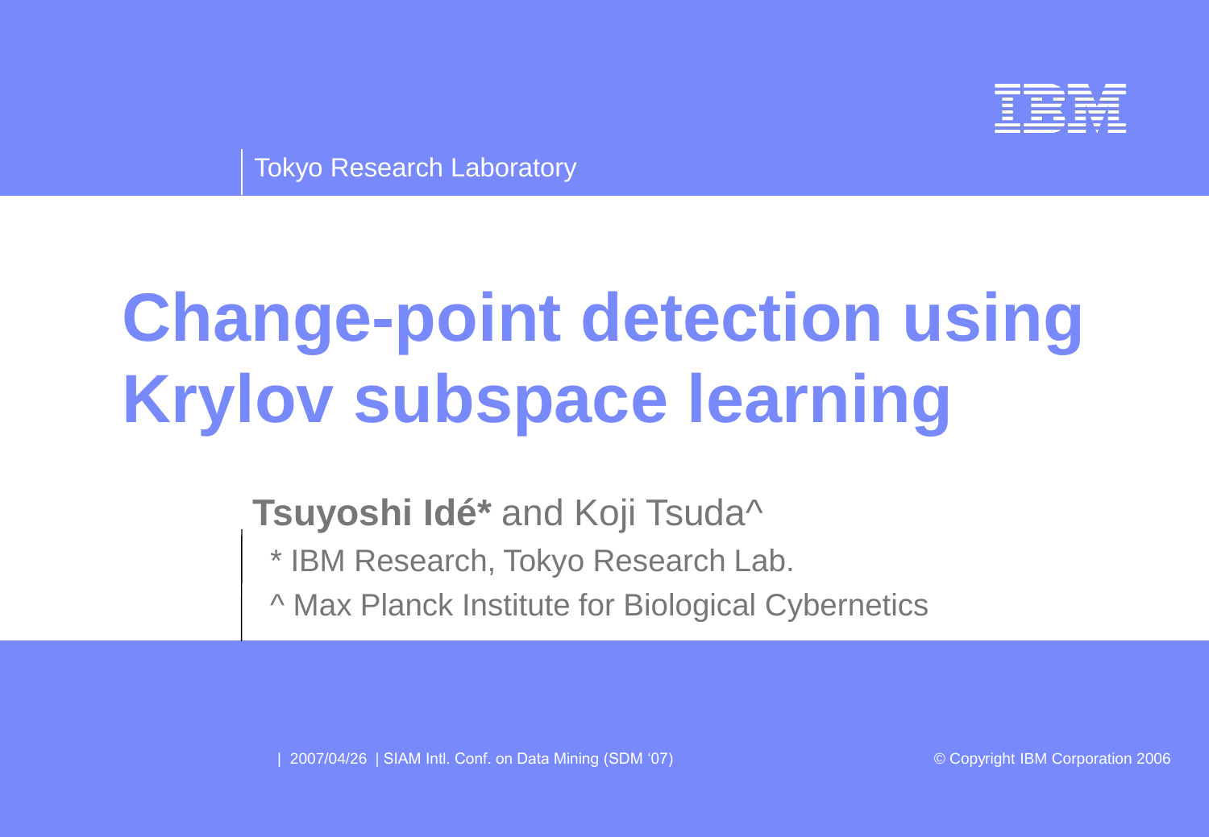Tokyo Research Laboratory

# Change-point detection using Krylov subspace learning

**Tsuyoshi Idé*** and Koji Tsuda^

* IBM Research, Tokyo Research Lab.

^ Max Planck Institute for Biological Cybernetics

| 2007/04/26 | SIAM Intl. Conf. on Data Mining (SDM '07)

© Copyright IBM Corporation 2006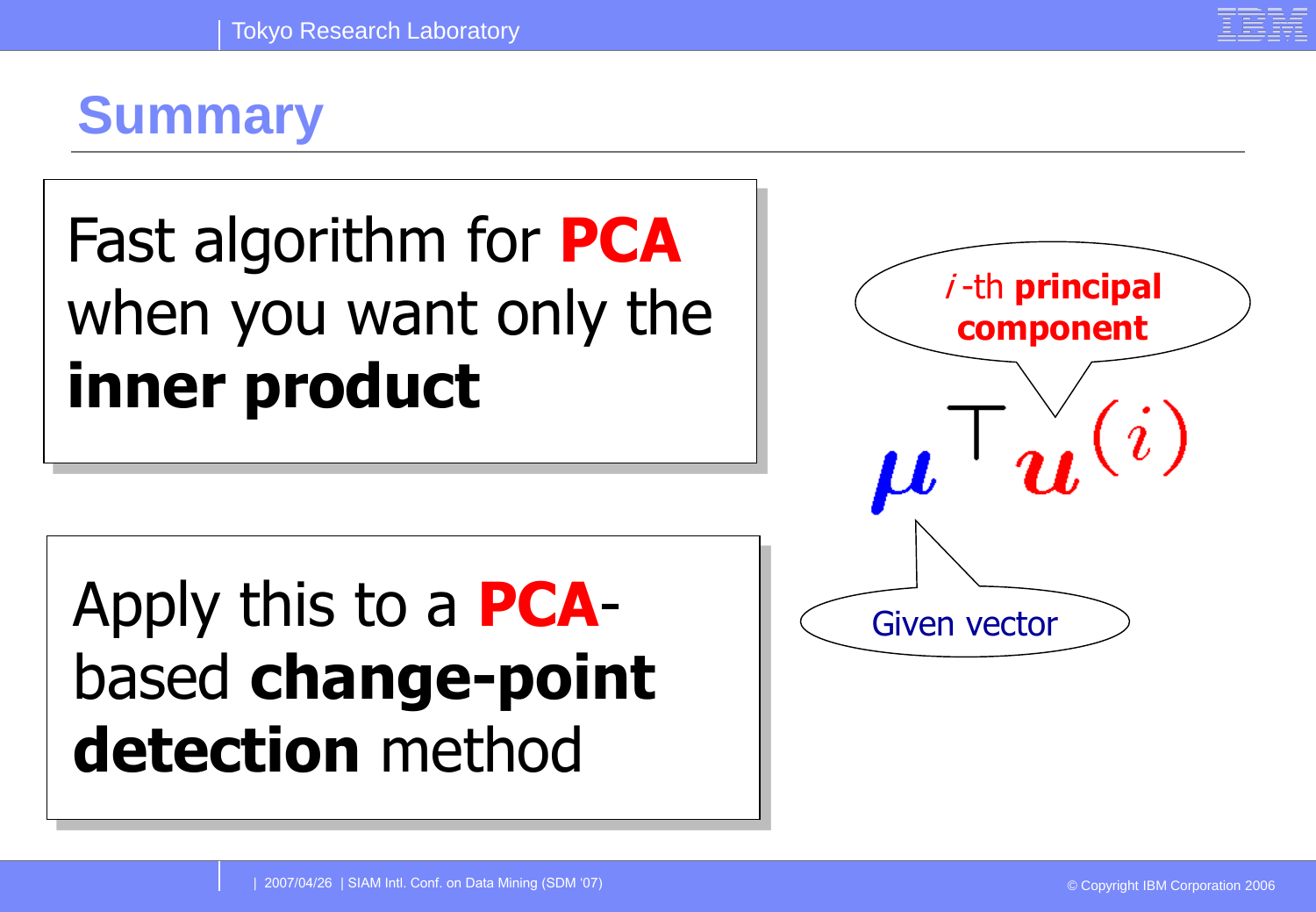# Summary

Fast algorithm for **PCA** when you want only the **inner product**

Apply this to a **PCA**-based **change-point detection** method

$$\boldsymbol{\mu}^\top \boldsymbol{u}^{(i)}$$

*i*-th **principal component**

Given vector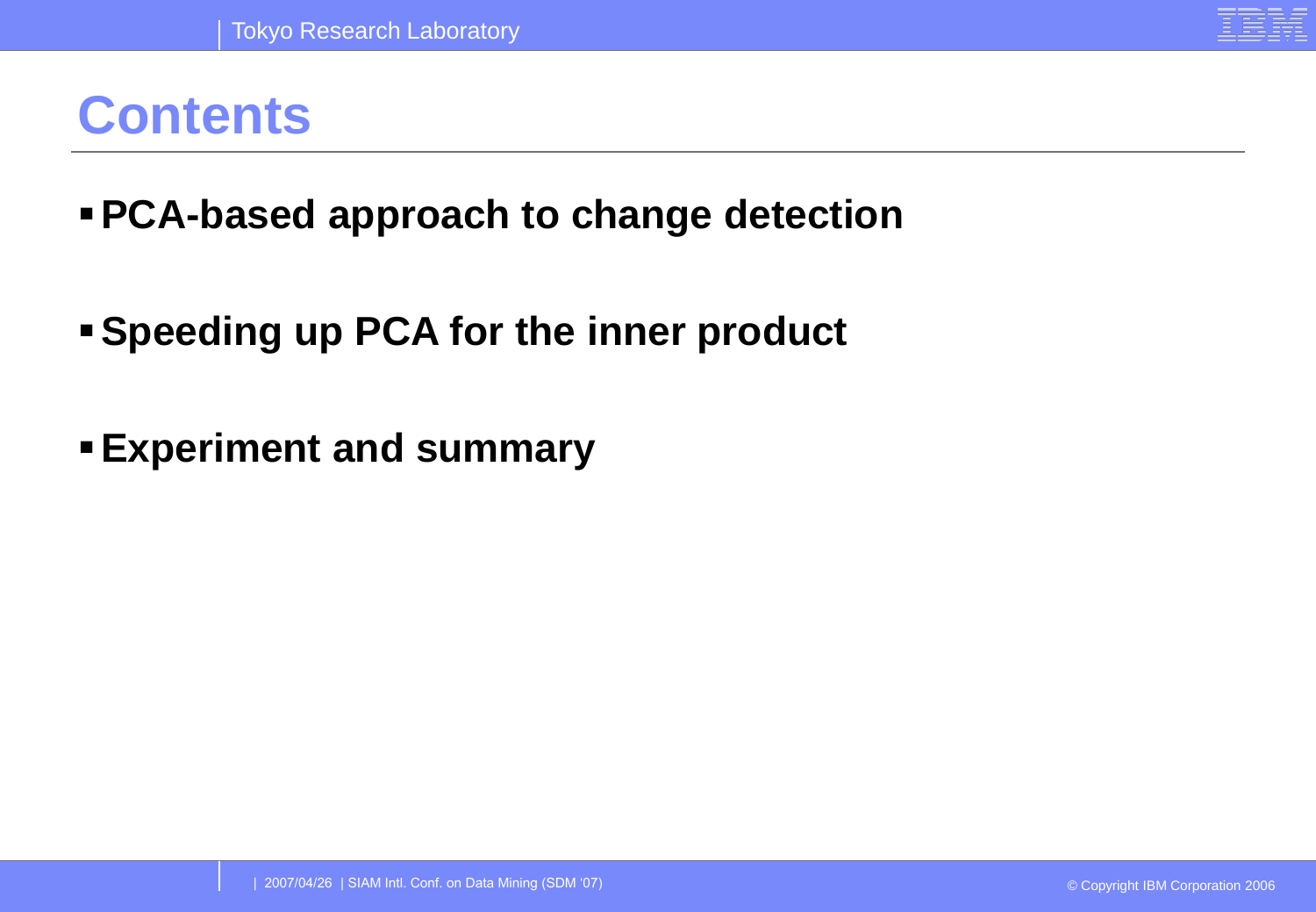# Contents

- **PCA-based approach to change detection**
- **Speeding up PCA for the inner product**
- **Experiment and summary**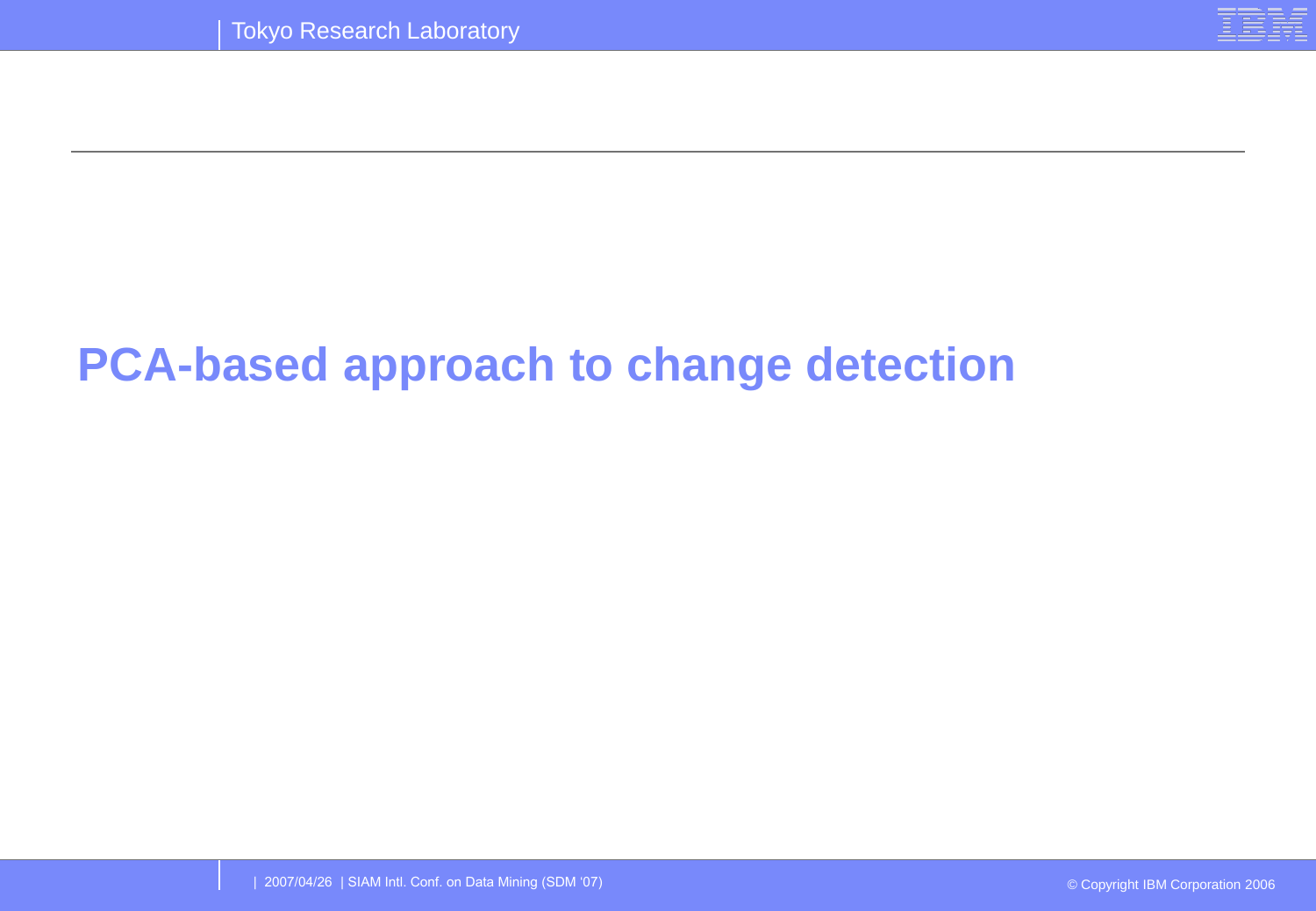# PCA-based approach to change detection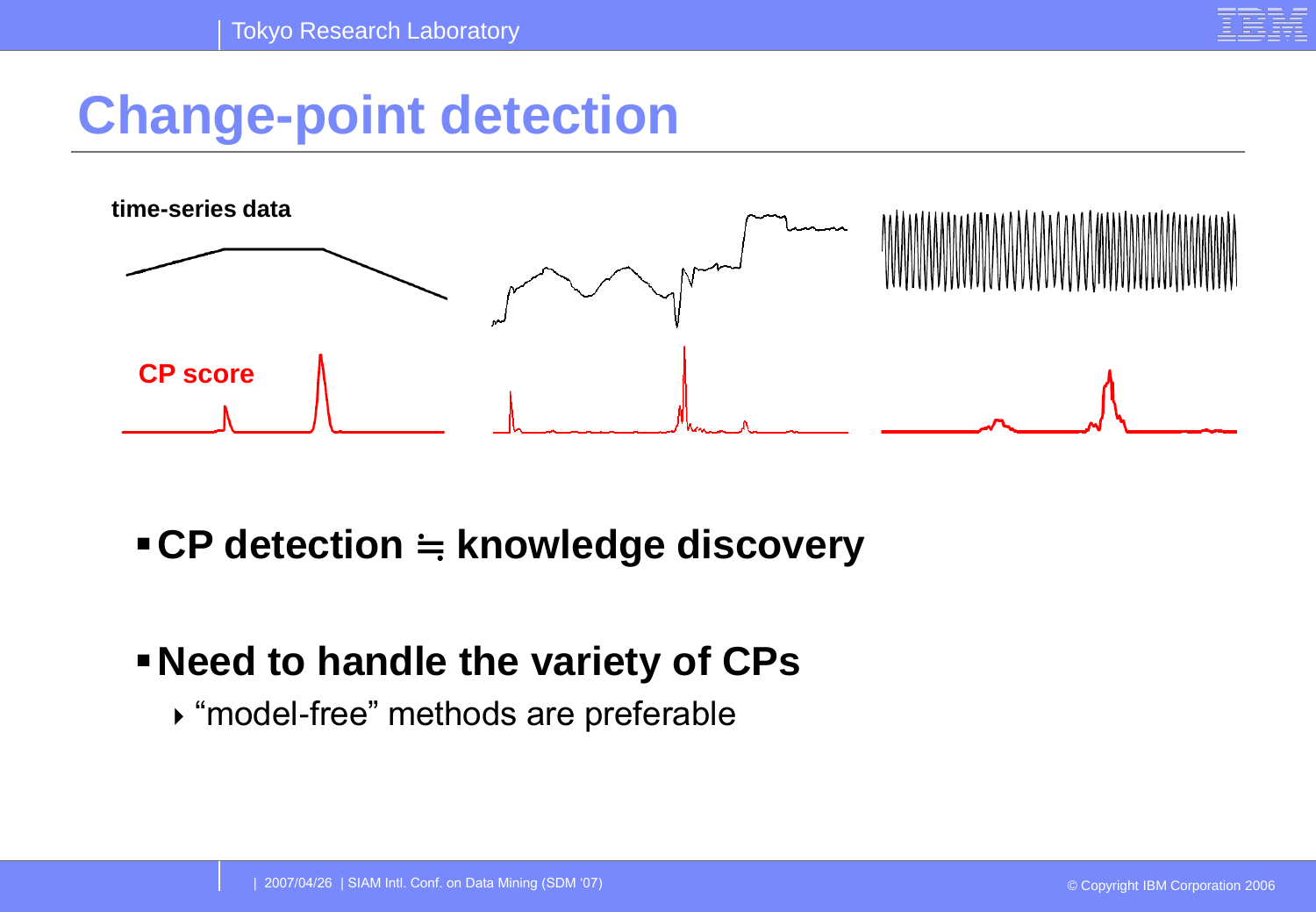# Change-point detection

time-series data

CP score

- **CP detection ≒ knowledge discovery**

- **Need to handle the variety of CPs**
  - “model-free” methods are preferable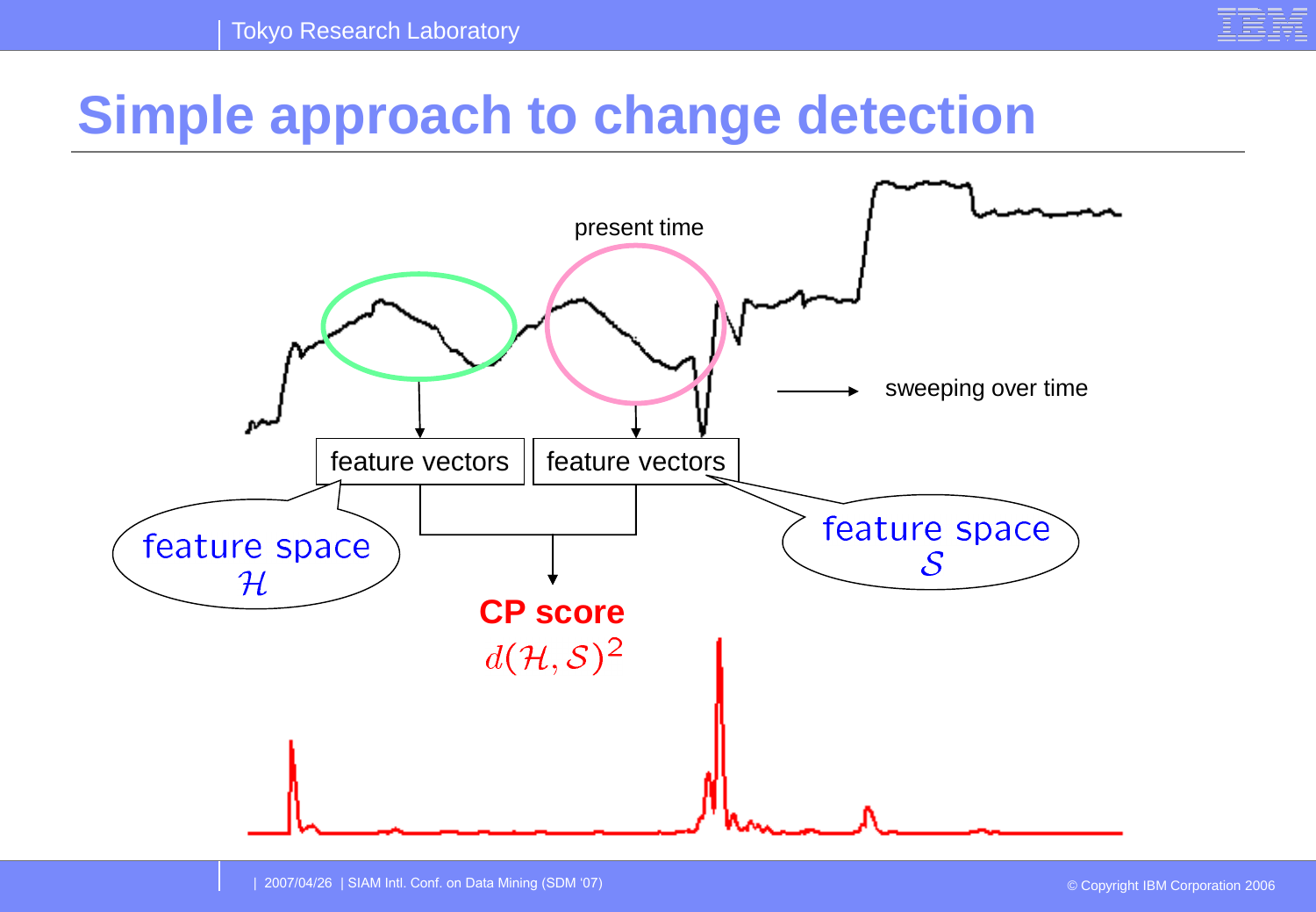# Simple approach to change detection

present time

sweeping over time

feature vectors

feature vectors

feature space $\mathcal{H}$

feature space $\mathcal{S}$

**CP score**

$d(\mathcal{H}, \mathcal{S})^2$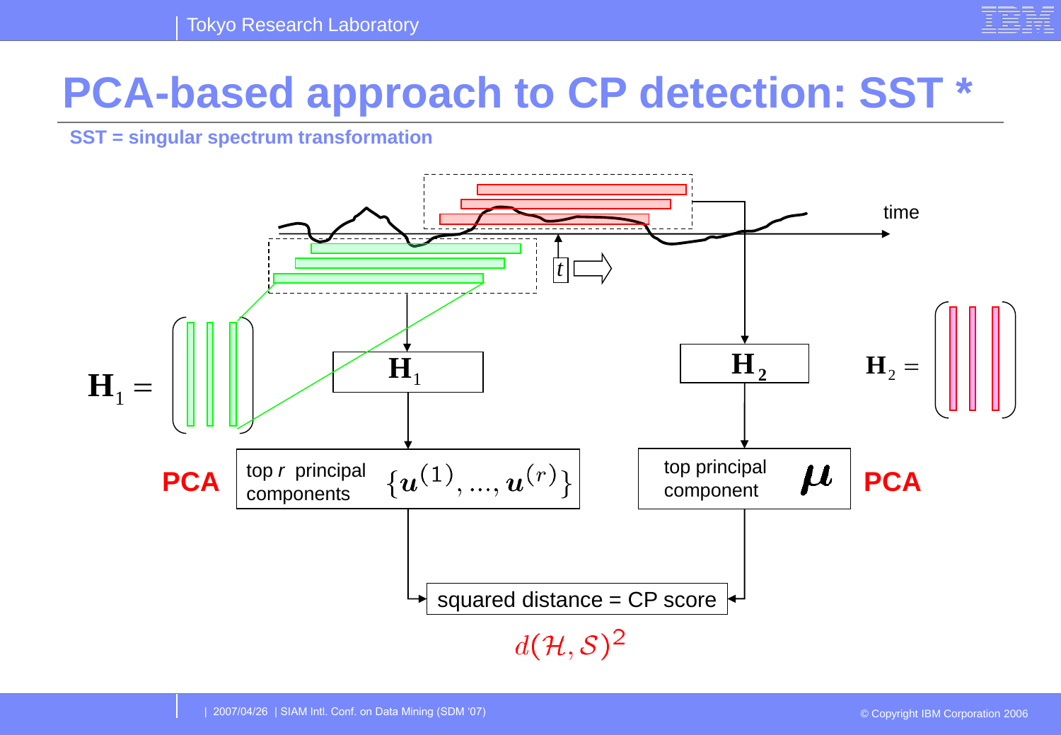# PCA-based approach to CP detection: SST *

**SST = singular spectrum transformation**

time

$t$

$\mathbf{H}_1 =$

$\mathbf{H}_1$

$\mathbf{H}_2$

$\mathbf{H}_2 =$

**PCA**

top $r$ principal components $\{\boldsymbol{u}^{(1)}, \ldots, \boldsymbol{u}^{(r)}\}$

top principal component $\boldsymbol{\mu}$

**PCA**

squared distance = CP score

$d(\mathcal{H}, \mathcal{S})^2$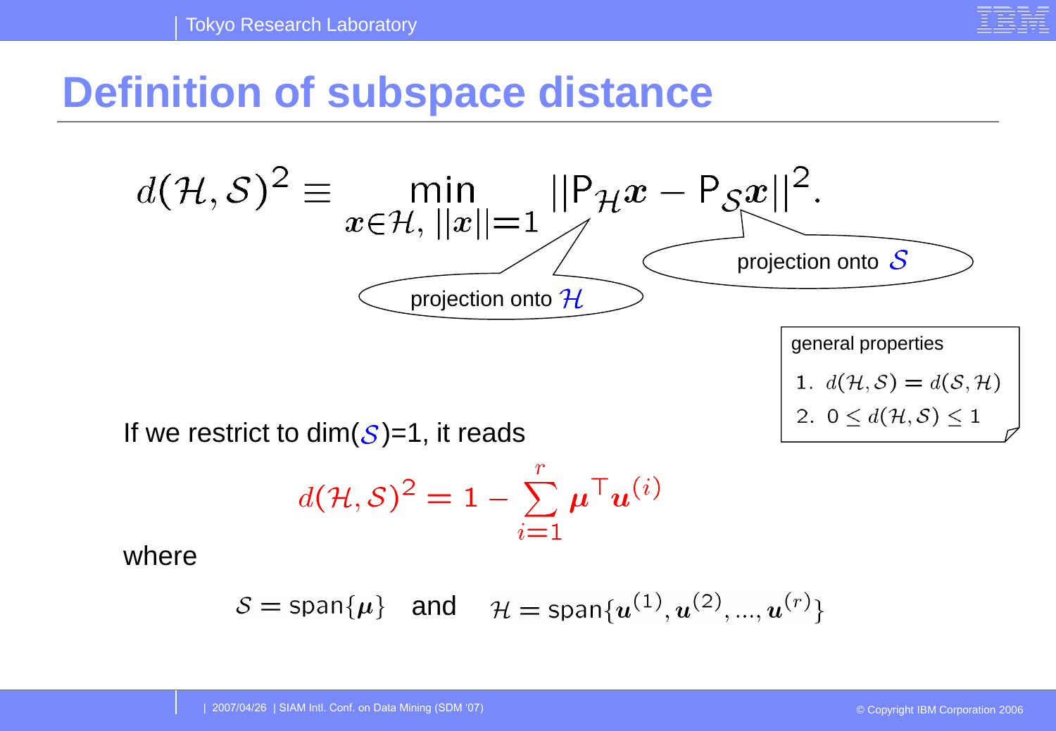# Definition of subspace distance

$$d(\mathcal{H},\mathcal{S})^2 \equiv \min_{\boldsymbol{x}\in\mathcal{H},\, ||\boldsymbol{x}||=1} ||\mathsf{P}_{\mathcal{H}}\boldsymbol{x} - \mathsf{P}_{\mathcal{S}}\boldsymbol{x}||^2.$$

projection onto $\mathcal{H}$

projection onto $\mathcal{S}$

general properties

1. $d(\mathcal{H},\mathcal{S}) = d(\mathcal{S},\mathcal{H})$
2. $0 \leq d(\mathcal{H},\mathcal{S}) \leq 1$

If we restrict to dim($\mathcal{S}$)=1, it reads

$$d(\mathcal{H},\mathcal{S})^2 = 1 - \sum_{i=1}^{r} \boldsymbol{\mu}^\top \boldsymbol{u}^{(i)}$$

where

$$\mathcal{S} = \mathsf{span}\{\boldsymbol{\mu}\} \quad \text{and} \quad \mathcal{H} = \mathsf{span}\{\boldsymbol{u}^{(1)}, \boldsymbol{u}^{(2)}, ..., \boldsymbol{u}^{(r)}\}$$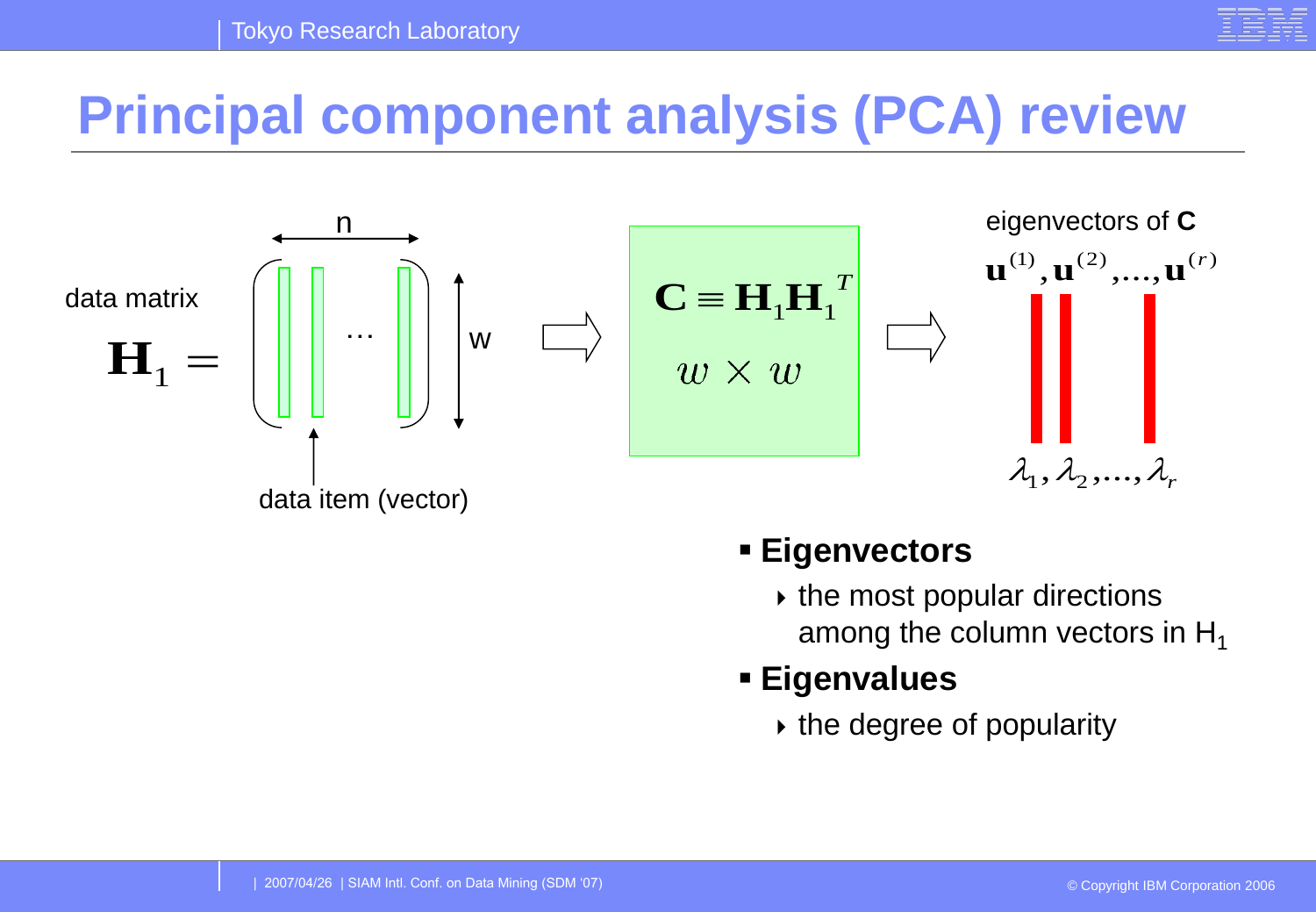# Principal component analysis (PCA) review

data matrix

$$\mathbf{H}_1 = \begin{pmatrix} | & | & \cdots & | \end{pmatrix}$$

n (columns), w (rows)

data item (vector)

$$\mathbf{C} \equiv \mathbf{H}_1 \mathbf{H}_1^T$$

$w \times w$

eigenvectors of **C**

$$\mathbf{u}^{(1)}, \mathbf{u}^{(2)}, \ldots, \mathbf{u}^{(r)}$$

$$\lambda_1, \lambda_2, \ldots, \lambda_r$$

- **Eigenvectors**
  - the most popular directions among the column vectors in $H_1$
- **Eigenvalues**
  - the degree of popularity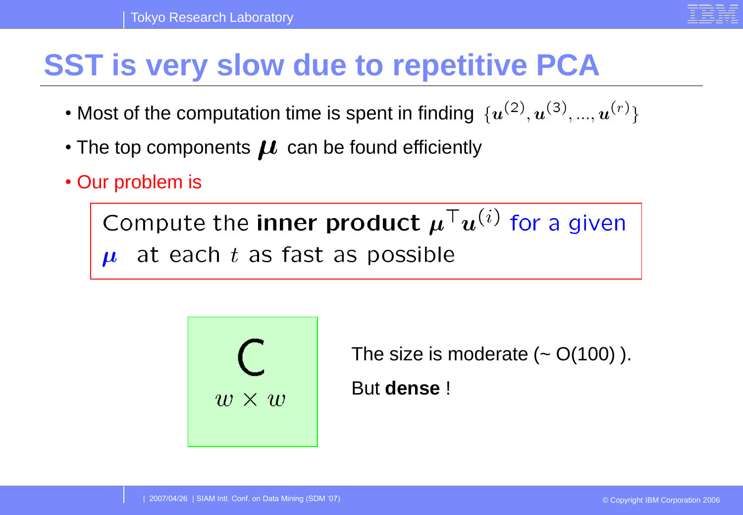# SST is very slow due to repetitive PCA

- Most of the computation time is spent in finding $\{\boldsymbol{u}^{(2)}, \boldsymbol{u}^{(3)}, ..., \boldsymbol{u}^{(r)}\}$
- The top components $\boldsymbol{\mu}$ can be found efficiently
- Our problem is

> Compute the **inner product** $\boldsymbol{\mu}^\top \boldsymbol{u}^{(i)}$ for a given $\boldsymbol{\mu}$ at each $t$ as fast as possible

C

$w \times w$

The size is moderate (~ O(100) ).

But **dense** !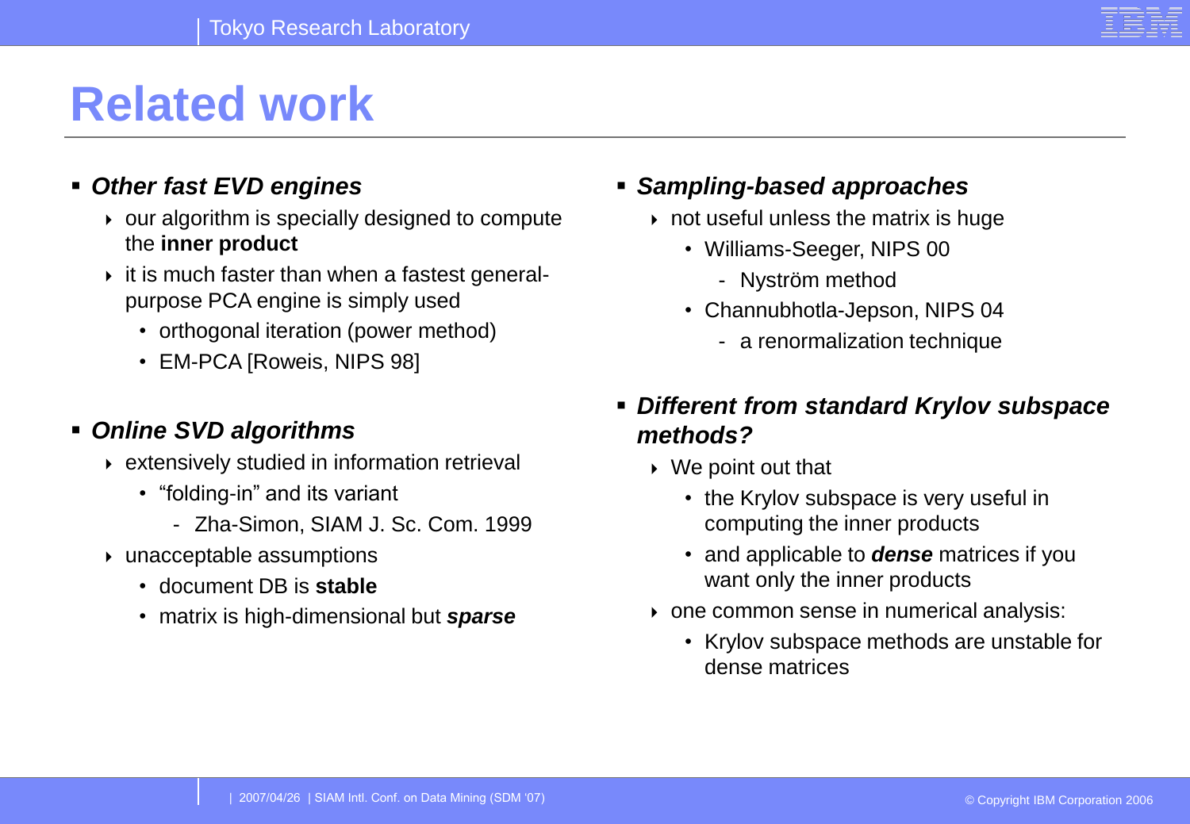# Related work

- ***Other fast EVD engines***
  - our algorithm is specially designed to compute the **inner product**
  - it is much faster than when a fastest general-purpose PCA engine is simply used
    - orthogonal iteration (power method)
    - EM-PCA [Roweis, NIPS 98]

- ***Online SVD algorithms***
  - extensively studied in information retrieval
    - "folding-in" and its variant
      - Zha-Simon, SIAM J. Sc. Com. 1999
  - unacceptable assumptions
    - document DB is **stable**
    - matrix is high-dimensional but ***sparse***

- ***Sampling-based approaches***
  - not useful unless the matrix is huge
    - Williams-Seeger, NIPS 00
      - Nyström method
    - Channubhotla-Jepson, NIPS 04
      - a renormalization technique

- ***Different from standard Krylov subspace methods?***
  - We point out that
    - the Krylov subspace is very useful in computing the inner products
    - and applicable to ***dense*** matrices if you want only the inner products
  - one common sense in numerical analysis:
    - Krylov subspace methods are unstable for dense matrices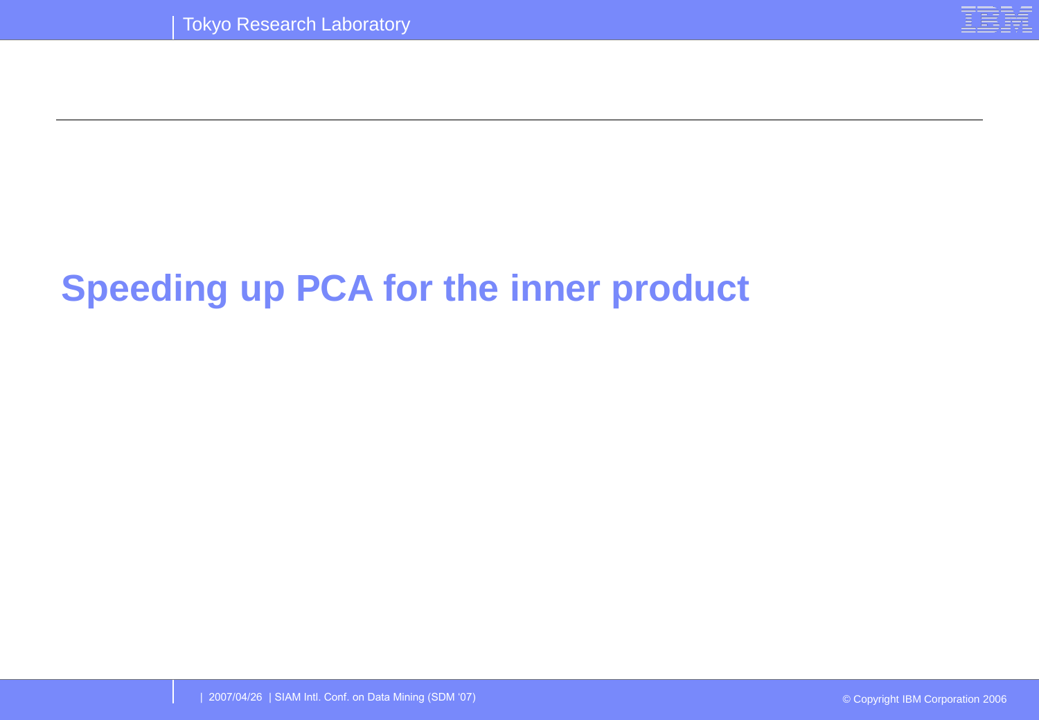# Speeding up PCA for the inner product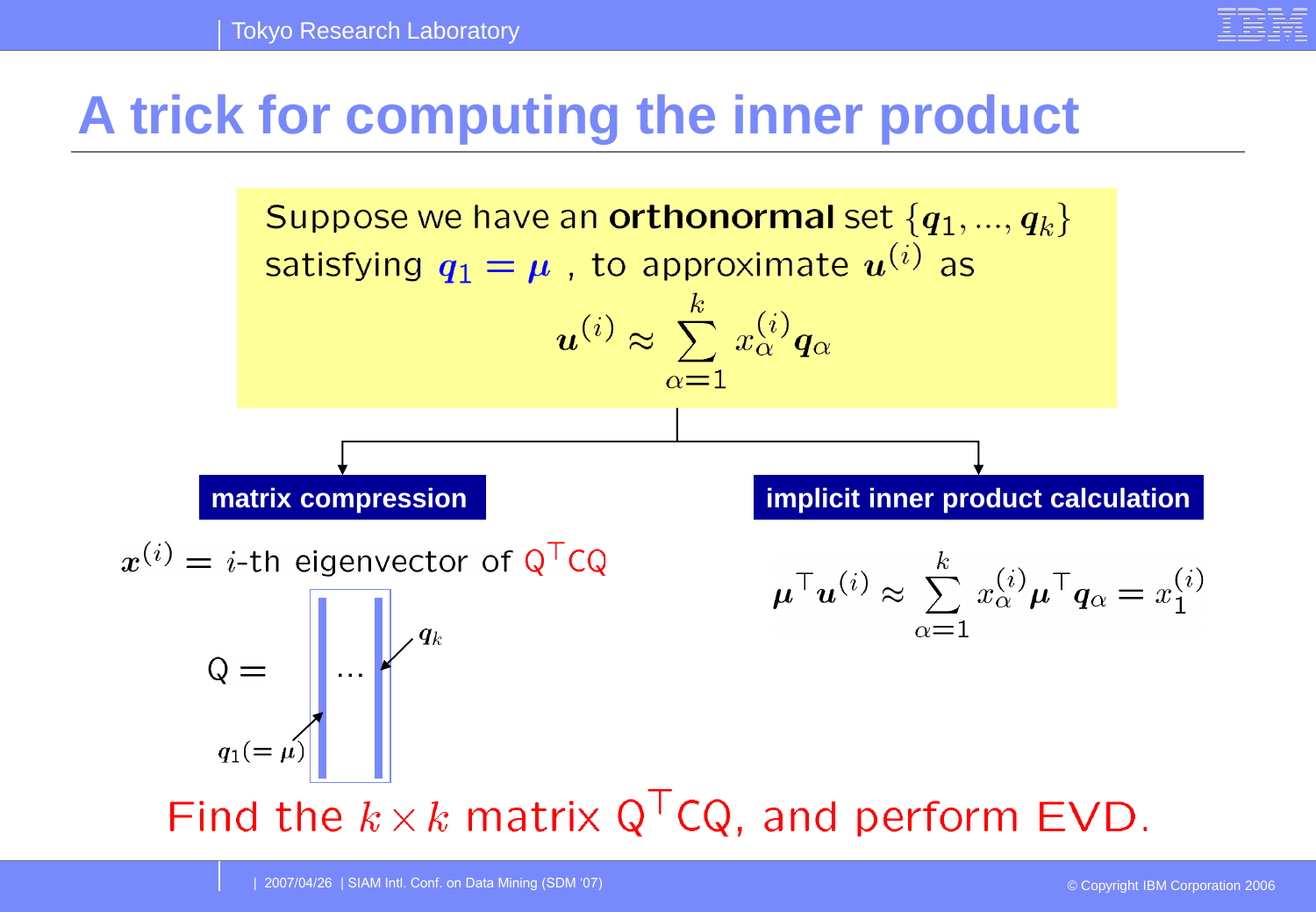# A trick for computing the inner product

Suppose we have an **orthonormal** set $\{\boldsymbol{q}_1, ..., \boldsymbol{q}_k\}$ satisfying $\boldsymbol{q}_1 = \boldsymbol{\mu}$ , to approximate $\boldsymbol{u}^{(i)}$ as

$$\boldsymbol{u}^{(i)} \approx \sum_{\alpha=1}^{k} x_{\alpha}^{(i)} \boldsymbol{q}_{\alpha}$$

**matrix compression**

$\boldsymbol{x}^{(i)} = i$-th eigenvector of $\mathsf{Q}^{\top}\mathsf{C}\mathsf{Q}$

$$\mathsf{Q} = \begin{bmatrix} \boldsymbol{q}_1(=\boldsymbol{\mu}) & \cdots & \boldsymbol{q}_k \end{bmatrix}$$

**implicit inner product calculation**

$$\boldsymbol{\mu}^{\top}\boldsymbol{u}^{(i)} \approx \sum_{\alpha=1}^{k} x_{\alpha}^{(i)} \boldsymbol{\mu}^{\top}\boldsymbol{q}_{\alpha} = x_1^{(i)}$$

Find the $k \times k$ matrix $\mathsf{Q}^{\top}\mathsf{C}\mathsf{Q}$, and perform EVD.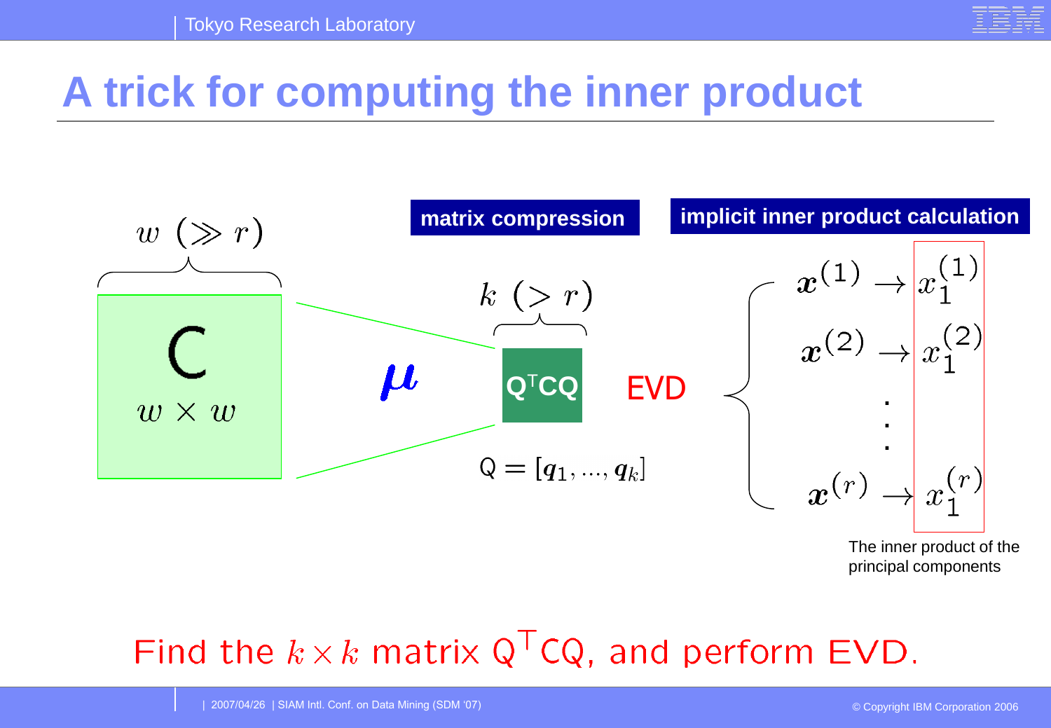# A trick for computing the inner product

$w \ (\gg r)$

C

$w \times w$

$\mu$

**matrix compression**

$k \ (> r)$

$\mathsf{Q}^\top \mathsf{C} \mathsf{Q}$

$\mathsf{Q} = [\boldsymbol{q}_1, ..., \boldsymbol{q}_k]$

EVD

**implicit inner product calculation**

$\boldsymbol{x}^{(1)} \rightarrow x_1^{(1)}$

$\boldsymbol{x}^{(2)} \rightarrow x_1^{(2)}$

$\vdots$

$\boldsymbol{x}^{(r)} \rightarrow x_1^{(r)}$

The inner product of the principal components

Find the $k \times k$ matrix $\mathsf{Q}^\top \mathsf{C} \mathsf{Q}$, and perform EVD.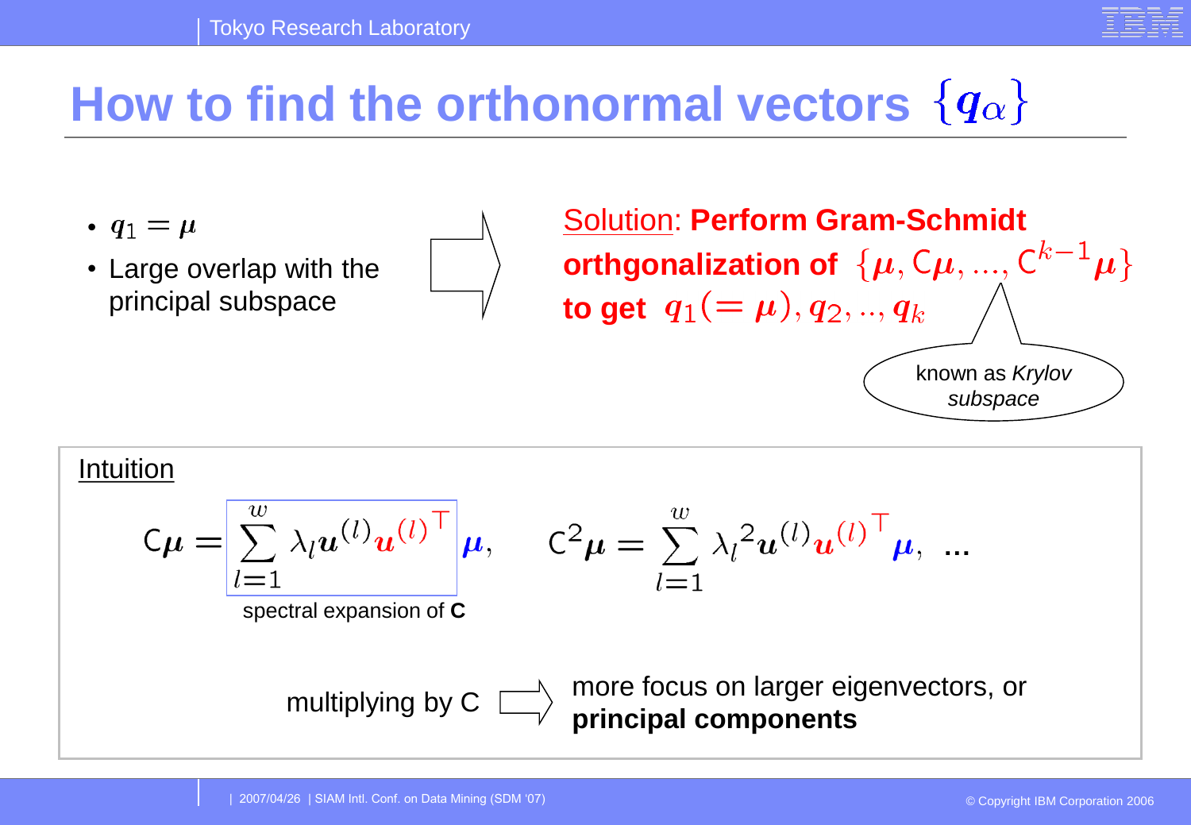# How to find the orthonormal vectors $\{\boldsymbol{q}_\alpha\}$

- $\boldsymbol{q}_1 = \boldsymbol{\mu}$
- Large overlap with the principal subspace

Solution: **Perform Gram-Schmidt orthgonalization of** $\{\boldsymbol{\mu}, \mathsf{C}\boldsymbol{\mu}, ..., \mathsf{C}^{k-1}\boldsymbol{\mu}\}$ **to get** $\boldsymbol{q}_1 (= \boldsymbol{\mu}), \boldsymbol{q}_2, .., \boldsymbol{q}_k$

known as *Krylov subspace*

## Intuition

$$\mathsf{C}\boldsymbol{\mu} = \sum_{l=1}^{w} \lambda_l \boldsymbol{u}^{(l)} \boldsymbol{u}^{(l)\top} \boldsymbol{\mu}, \qquad \mathsf{C}^2\boldsymbol{\mu} = \sum_{l=1}^{w} {\lambda_l}^2 \boldsymbol{u}^{(l)} \boldsymbol{u}^{(l)\top} \boldsymbol{\mu}, \ ...$$

spectral expansion of **C**

multiplying by C ⇒ more focus on larger eigenvectors, or **principal components**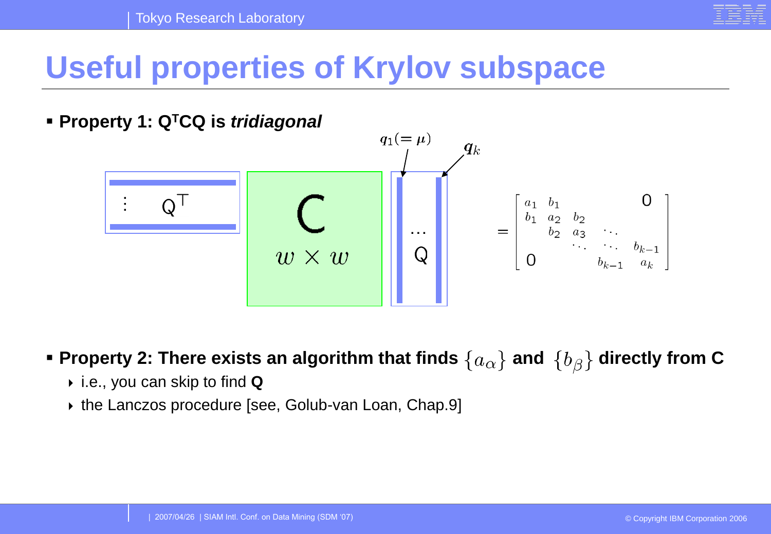# Useful properties of Krylov subspace

- **Property 1: $Q^T C Q$ is *tridiagonal***

$q_1 (= \mu)$ $\quad q_k$

$$
Q^\top \, C_{w \times w} \, Q = \begin{bmatrix} a_1 & b_1 & & & 0 \\ b_1 & a_2 & b_2 & & \\ & b_2 & a_3 & \ddots & \\ & & \ddots & \ddots & b_{k-1} \\ 0 & & & b_{k-1} & a_k \end{bmatrix}
$$

- **Property 2: There exists an algorithm that finds $\{a_\alpha\}$ and $\{b_\beta\}$ directly from C**
  - i.e., you can skip to find **Q**
  - the Lanczos procedure [see, Golub-van Loan, Chap.9]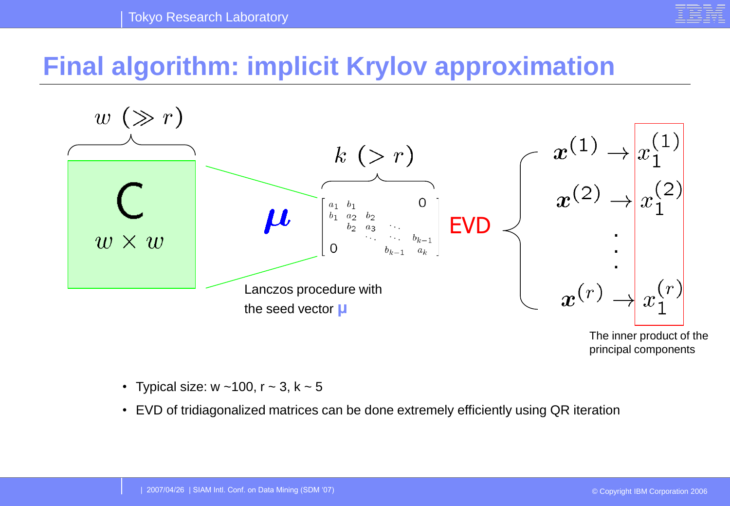# Final algorithm: implicit Krylov approximation

$w \ (\gg r)$

**C**

$w \times w$

$\boldsymbol{\mu}$

$k \ (> r)$

$$\begin{bmatrix} a_1 & b_1 & & & 0 \\ b_1 & a_2 & b_2 & & \\ & b_2 & a_3 & \ddots & \\ & & \ddots & \ddots & b_{k-1} \\ 0 & & & b_{k-1} & a_k \end{bmatrix}$$

Lanczos procedure with the seed vector μ

EVD

$\boldsymbol{x}^{(1)} \rightarrow x_1^{(1)}$

$\boldsymbol{x}^{(2)} \rightarrow x_1^{(2)}$

⋮

$\boldsymbol{x}^{(r)} \rightarrow x_1^{(r)}$

The inner product of the principal components

- Typical size: w ~100, r ~ 3, k ~ 5
- EVD of tridiagonalized matrices can be done extremely efficiently using QR iteration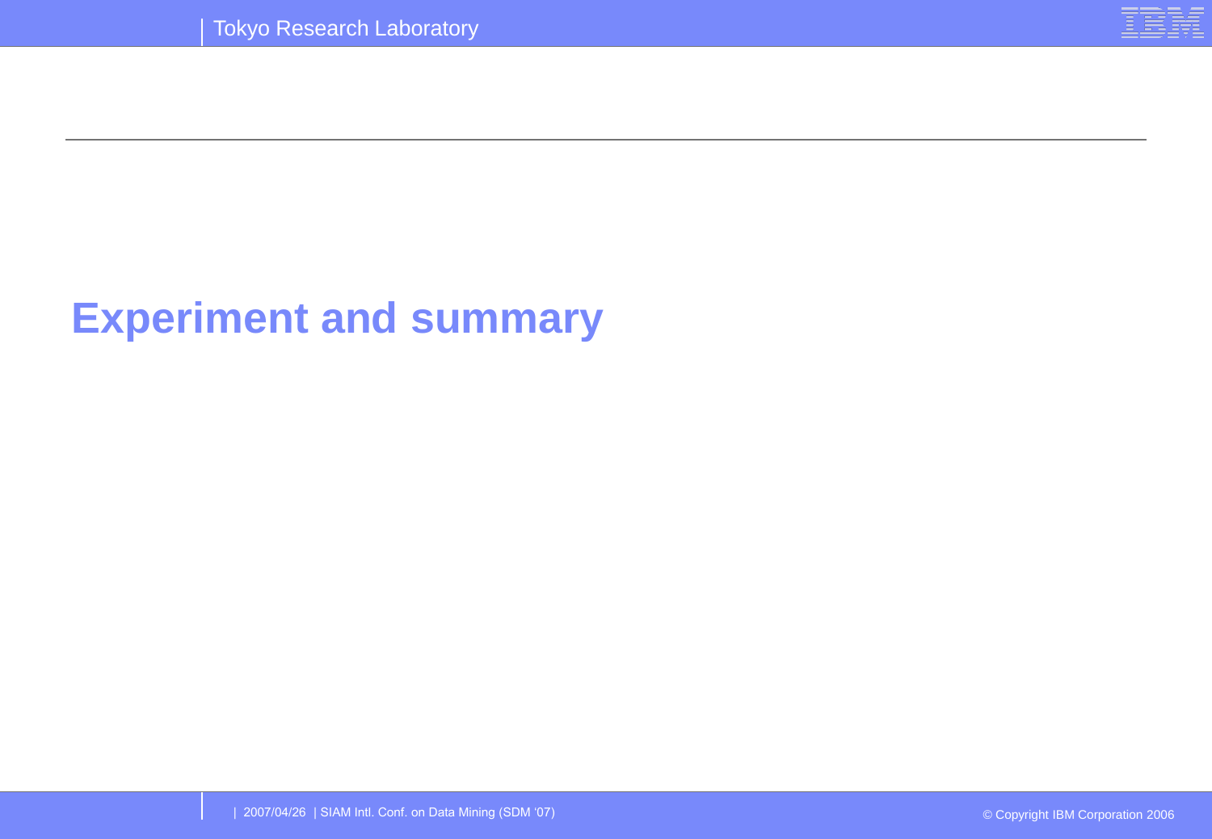# Experiment and summary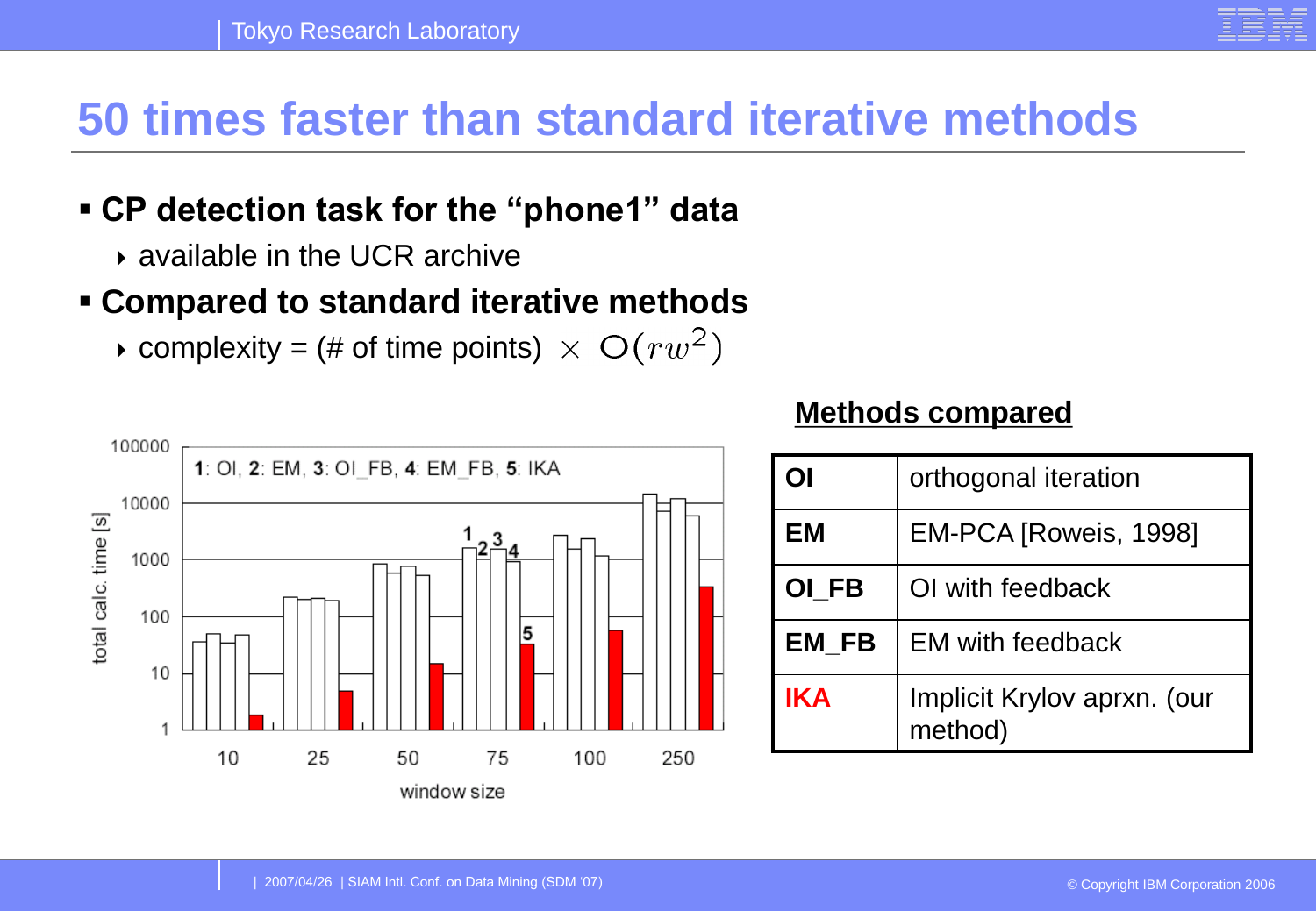# 50 times faster than standard iterative methods

- **CP detection task for the "phone1" data**
  - available in the UCR archive
- **Compared to standard iterative methods**
  - complexity = (# of time points) $\times$ $O(rw^2)$

1: OI, 2: EM, 3: OI_FB, 4: EM_FB, 5: IKA

total calc. time [s]

window size

**Methods compared**

| | |
|---|---|
| **OI** | orthogonal iteration |
| **EM** | EM-PCA [Roweis, 1998] |
| **OI_FB** | OI with feedback |
| **EM_FB** | EM with feedback |
| **IKA** | Implicit Krylov aprxn. (our method) |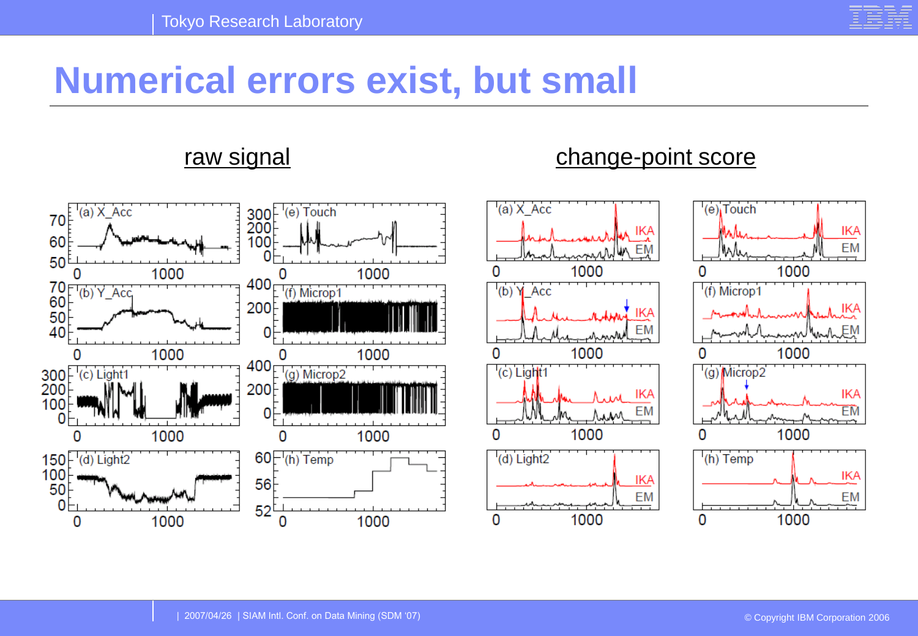# Numerical errors exist, but small

raw signal

change-point score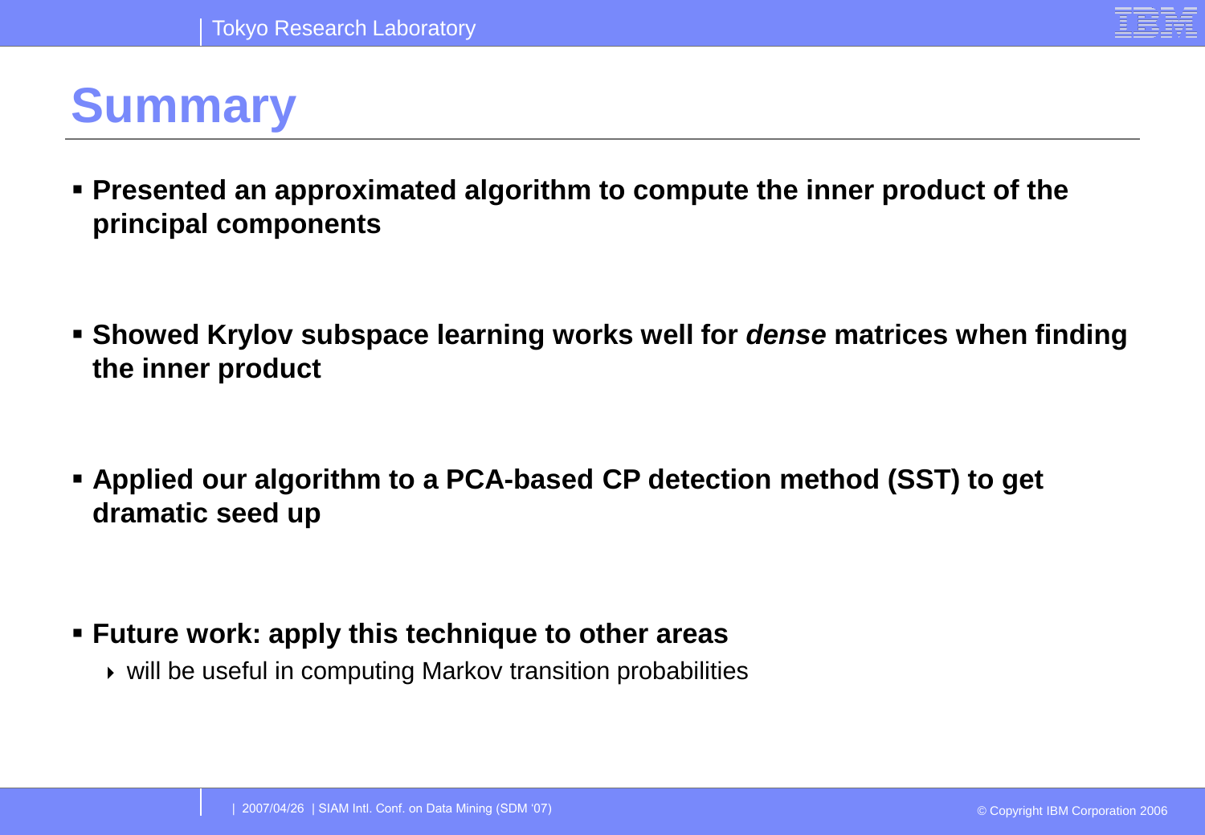# Summary

- **Presented an approximated algorithm to compute the inner product of the principal components**

- **Showed Krylov subspace learning works well for *dense* matrices when finding the inner product**

- **Applied our algorithm to a PCA-based CP detection method (SST) to get dramatic seed up**

- **Future work: apply this technique to other areas**
  - will be useful in computing Markov transition probabilities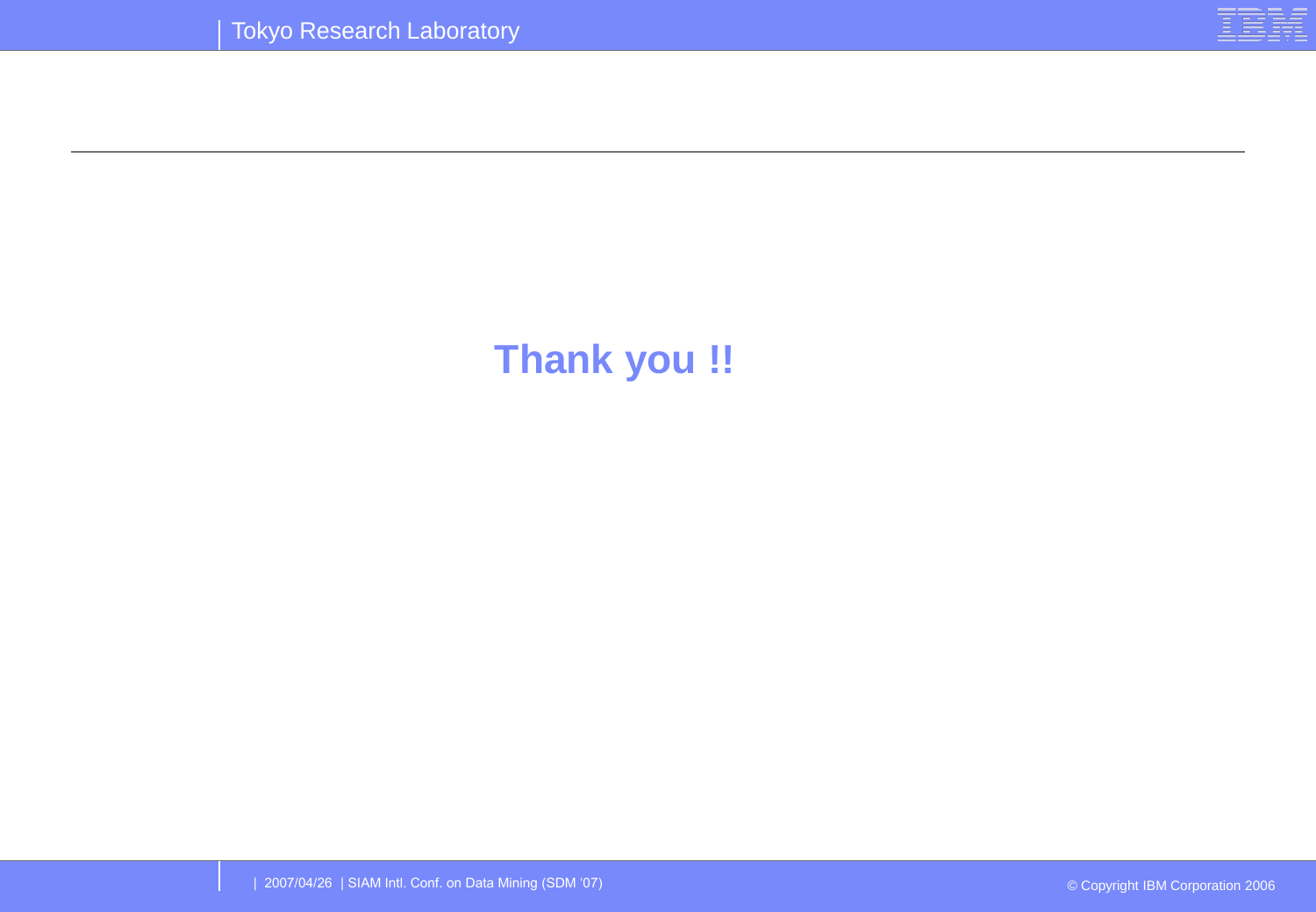**Thank you !!**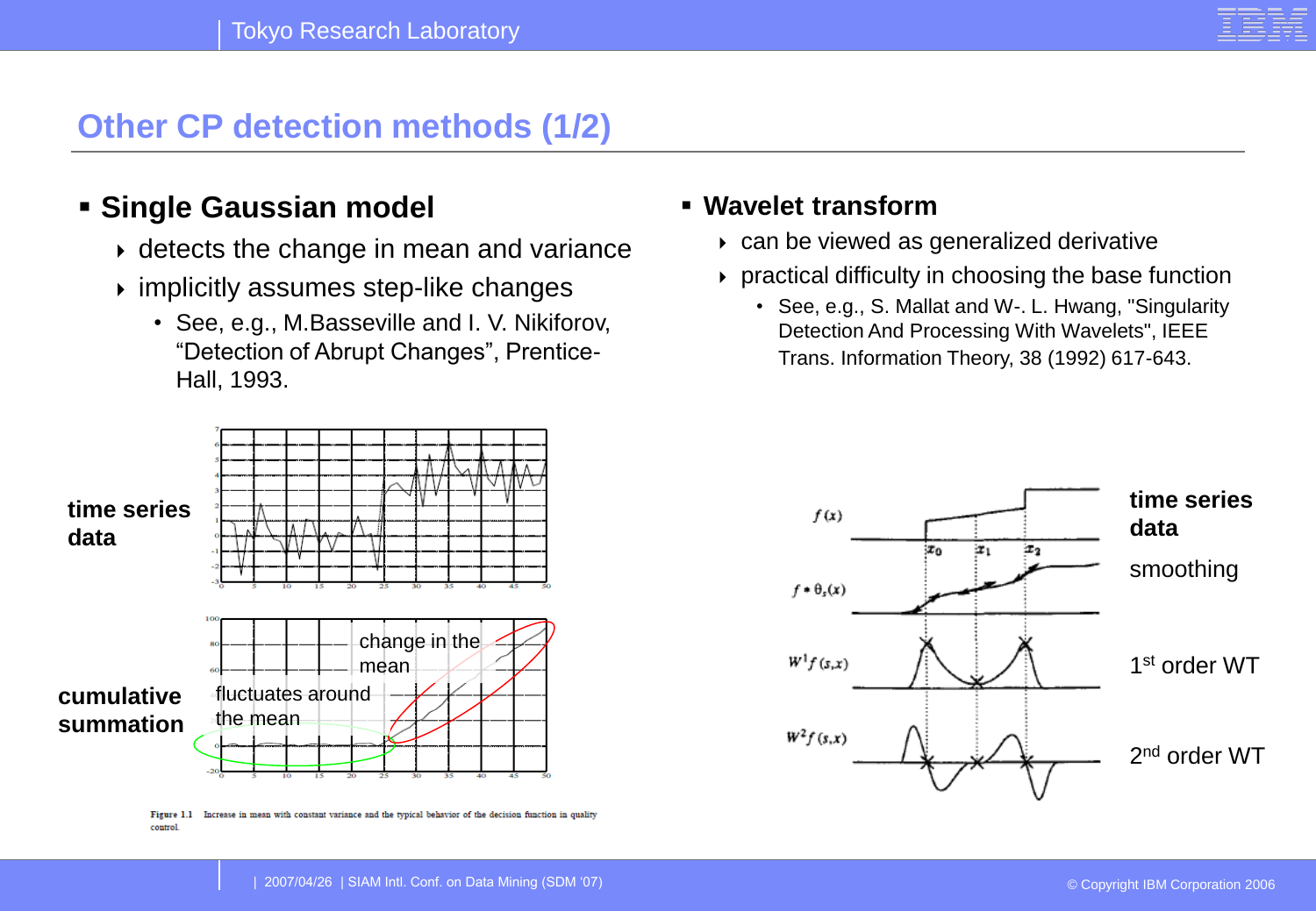# Other CP detection methods (1/2)

- **Single Gaussian model**
  - detects the change in mean and variance
  - implicitly assumes step-like changes
    - See, e.g., M.Basseville and I. V. Nikiforov, "Detection of Abrupt Changes", Prentice-Hall, 1993.

**time series data**

**cumulative summation**

change in the mean

fluctuates around the mean

Figure 1.1 Increase in mean with constant variance and the typical behavior of the decision function in quality control.

- **Wavelet transform**
  - can be viewed as generalized derivative
  - practical difficulty in choosing the base function
    - See, e.g., S. Mallat and W-. L. Hwang, "Singularity Detection And Processing With Wavelets", IEEE Trans. Information Theory, 38 (1992) 617-643.

**time series data**

smoothing

1st order WT

2nd order WT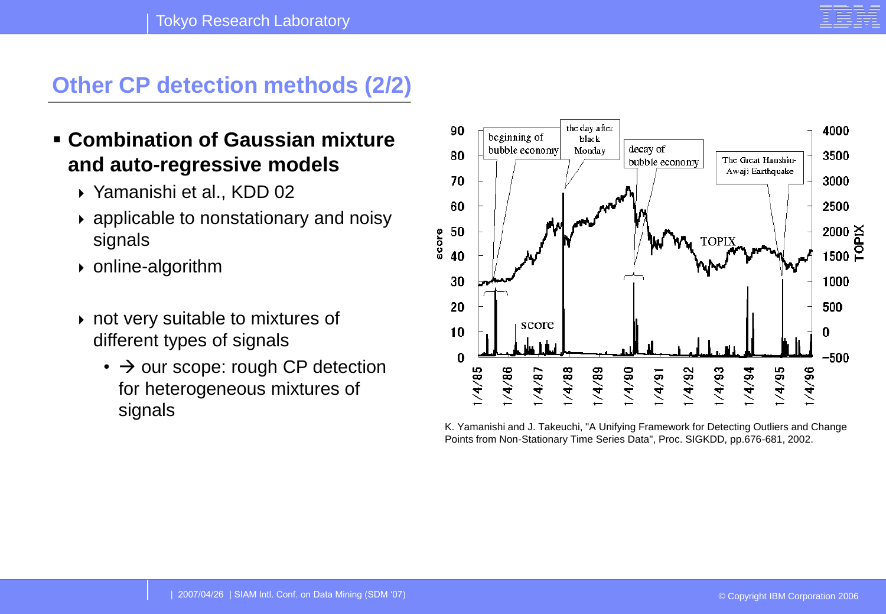## Other CP detection methods (2/2)

- **Combination of Gaussian mixture and auto-regressive models**
  - Yamanishi et al., KDD 02
  - applicable to nonstationary and noisy signals
  - online-algorithm
  - not very suitable to mixtures of different types of signals
    - → our scope: rough CP detection for heterogeneous mixtures of signals

beginning of bubble economy

the day after black Monday

decay of bubble economy

The Great Hanshin-Awaji Earthquake

TOPIX

score

90 80 70 60 50 40 30 20 10 0

4000 3500 3000 2500 2000 1500 1000 500 0 −500

1/4/85 1/4/86 1/4/87 1/4/88 1/4/89 1/4/90 1/4/91 1/4/92 1/4/93 1/4/94 1/4/95 1/4/96

K. Yamanishi and J. Takeuchi, "A Unifying Framework for Detecting Outliers and Change Points from Non-Stationary Time Series Data", Proc. SIGKDD, pp.676-681, 2002.